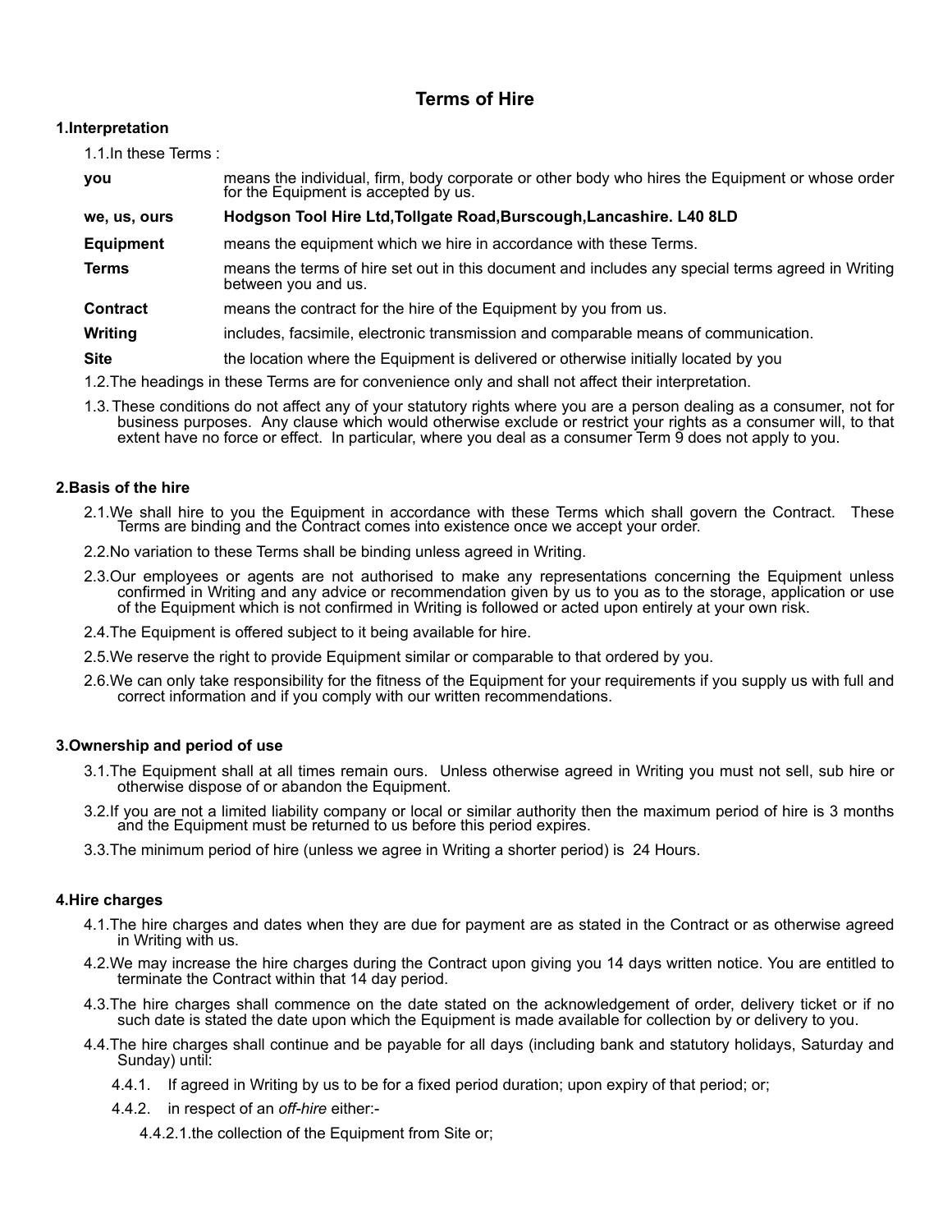# Terms of Hire

## 1.Interpretation

1.1.In these Terms :

| | |
|---|---|
| **you** | means the individual, firm, body corporate or other body who hires the Equipment or whose order for the Equipment is accepted by us. |
| **we, us, ours** | **Hodgson Tool Hire Ltd,Tollgate Road,Burscough,Lancashire. L40 8LD** |
| **Equipment** | means the equipment which we hire in accordance with these Terms. |
| **Terms** | means the terms of hire set out in this document and includes any special terms agreed in Writing between you and us. |
| **Contract** | means the contract for the hire of the Equipment by you from us. |
| **Writing** | includes, facsimile, electronic transmission and comparable means of communication. |
| **Site** | the location where the Equipment is delivered or otherwise initially located by you |

1.2.The headings in these Terms are for convenience only and shall not affect their interpretation.

1.3. These conditions do not affect any of your statutory rights where you are a person dealing as a consumer, not for business purposes. Any clause which would otherwise exclude or restrict your rights as a consumer will, to that extent have no force or effect. In particular, where you deal as a consumer Term 9 does not apply to you.

## 2.Basis of the hire

2.1.We shall hire to you the Equipment in accordance with these Terms which shall govern the Contract. These Terms are binding and the Contract comes into existence once we accept your order.

2.2.No variation to these Terms shall be binding unless agreed in Writing.

2.3.Our employees or agents are not authorised to make any representations concerning the Equipment unless confirmed in Writing and any advice or recommendation given by us to you as to the storage, application or use of the Equipment which is not confirmed in Writing is followed or acted upon entirely at your own risk.

2.4.The Equipment is offered subject to it being available for hire.

2.5.We reserve the right to provide Equipment similar or comparable to that ordered by you.

2.6.We can only take responsibility for the fitness of the Equipment for your requirements if you supply us with full and correct information and if you comply with our written recommendations.

## 3.Ownership and period of use

3.1.The Equipment shall at all times remain ours. Unless otherwise agreed in Writing you must not sell, sub hire or otherwise dispose of or abandon the Equipment.

3.2.If you are not a limited liability company or local or similar authority then the maximum period of hire is 3 months and the Equipment must be returned to us before this period expires.

3.3.The minimum period of hire (unless we agree in Writing a shorter period) is 24 Hours.

## 4.Hire charges

4.1.The hire charges and dates when they are due for payment are as stated in the Contract or as otherwise agreed in Writing with us.

4.2.We may increase the hire charges during the Contract upon giving you 14 days written notice. You are entitled to terminate the Contract within that 14 day period.

4.3.The hire charges shall commence on the date stated on the acknowledgement of order, delivery ticket or if no such date is stated the date upon which the Equipment is made available for collection by or delivery to you.

4.4.The hire charges shall continue and be payable for all days (including bank and statutory holidays, Saturday and Sunday) until:

4.4.1. If agreed in Writing by us to be for a fixed period duration; upon expiry of that period; or;

4.4.2. in respect of an *off-hire* either:-

4.4.2.1.the collection of the Equipment from Site or;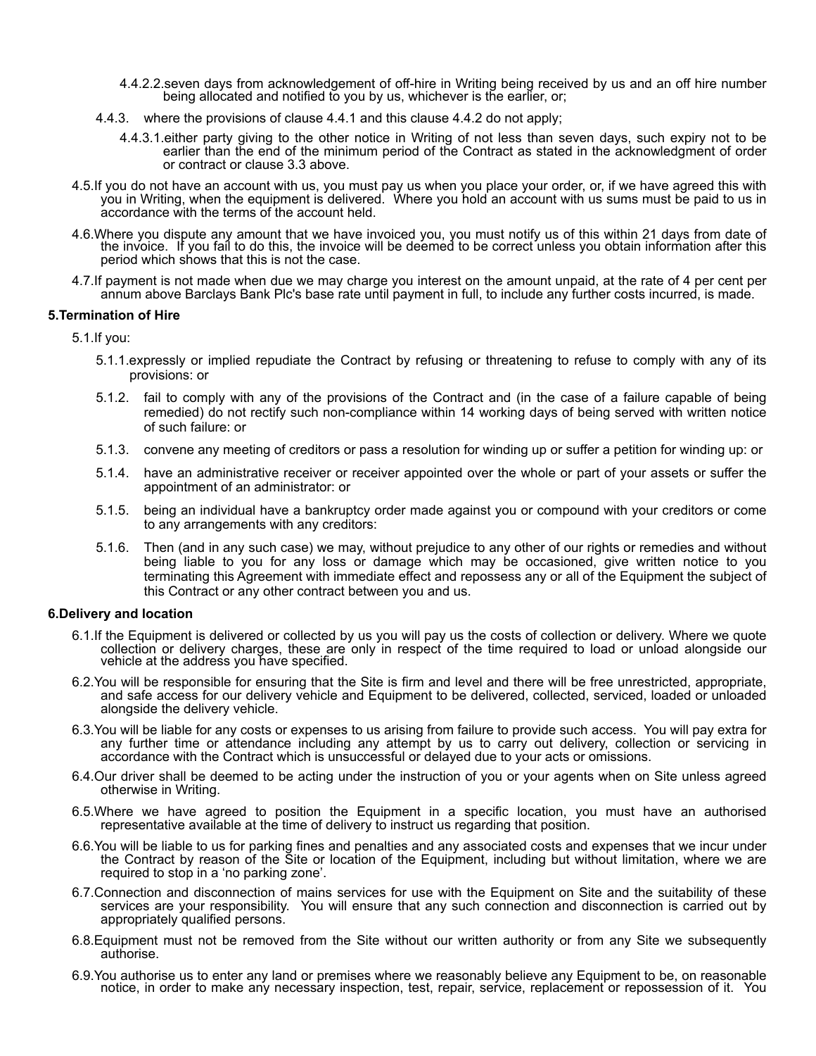4.4.2.2. seven days from acknowledgement of off-hire in Writing being received by us and an off hire number being allocated and notified to you by us, whichever is the earlier, or;

4.4.3. where the provisions of clause 4.4.1 and this clause 4.4.2 do not apply;

4.4.3.1. either party giving to the other notice in Writing of not less than seven days, such expiry not to be earlier than the end of the minimum period of the Contract as stated in the acknowledgment of order or contract or clause 3.3 above.

4.5. If you do not have an account with us, you must pay us when you place your order, or, if we have agreed this with you in Writing, when the equipment is delivered. Where you hold an account with us sums must be paid to us in accordance with the terms of the account held.

4.6. Where you dispute any amount that we have invoiced you, you must notify us of this within 21 days from date of the invoice. If you fail to do this, the invoice will be deemed to be correct unless you obtain information after this period which shows that this is not the case.

4.7. If payment is not made when due we may charge you interest on the amount unpaid, at the rate of 4 per cent per annum above Barclays Bank Plc's base rate until payment in full, to include any further costs incurred, is made.

**5. Termination of Hire**

5.1. If you:

5.1.1. expressly or implied repudiate the Contract by refusing or threatening to refuse to comply with any of its provisions: or

5.1.2. fail to comply with any of the provisions of the Contract and (in the case of a failure capable of being remedied) do not rectify such non-compliance within 14 working days of being served with written notice of such failure: or

5.1.3. convene any meeting of creditors or pass a resolution for winding up or suffer a petition for winding up: or

5.1.4. have an administrative receiver or receiver appointed over the whole or part of your assets or suffer the appointment of an administrator: or

5.1.5. being an individual have a bankruptcy order made against you or compound with your creditors or come to any arrangements with any creditors:

5.1.6. Then (and in any such case) we may, without prejudice to any other of our rights or remedies and without being liable to you for any loss or damage which may be occasioned, give written notice to you terminating this Agreement with immediate effect and repossess any or all of the Equipment the subject of this Contract or any other contract between you and us.

**6. Delivery and location**

6.1. If the Equipment is delivered or collected by us you will pay us the costs of collection or delivery. Where we quote collection or delivery charges, these are only in respect of the time required to load or unload alongside our vehicle at the address you have specified.

6.2. You will be responsible for ensuring that the Site is firm and level and there will be free unrestricted, appropriate, and safe access for our delivery vehicle and Equipment to be delivered, collected, serviced, loaded or unloaded alongside the delivery vehicle.

6.3. You will be liable for any costs or expenses to us arising from failure to provide such access. You will pay extra for any further time or attendance including any attempt by us to carry out delivery, collection or servicing in accordance with the Contract which is unsuccessful or delayed due to your acts or omissions.

6.4. Our driver shall be deemed to be acting under the instruction of you or your agents when on Site unless agreed otherwise in Writing.

6.5. Where we have agreed to position the Equipment in a specific location, you must have an authorised representative available at the time of delivery to instruct us regarding that position.

6.6. You will be liable to us for parking fines and penalties and any associated costs and expenses that we incur under the Contract by reason of the Site or location of the Equipment, including but without limitation, where we are required to stop in a 'no parking zone'.

6.7. Connection and disconnection of mains services for use with the Equipment on Site and the suitability of these services are your responsibility. You will ensure that any such connection and disconnection is carried out by appropriately qualified persons.

6.8. Equipment must not be removed from the Site without our written authority or from any Site we subsequently authorise.

6.9. You authorise us to enter any land or premises where we reasonably believe any Equipment to be, on reasonable notice, in order to make any necessary inspection, test, repair, service, replacement or repossession of it. You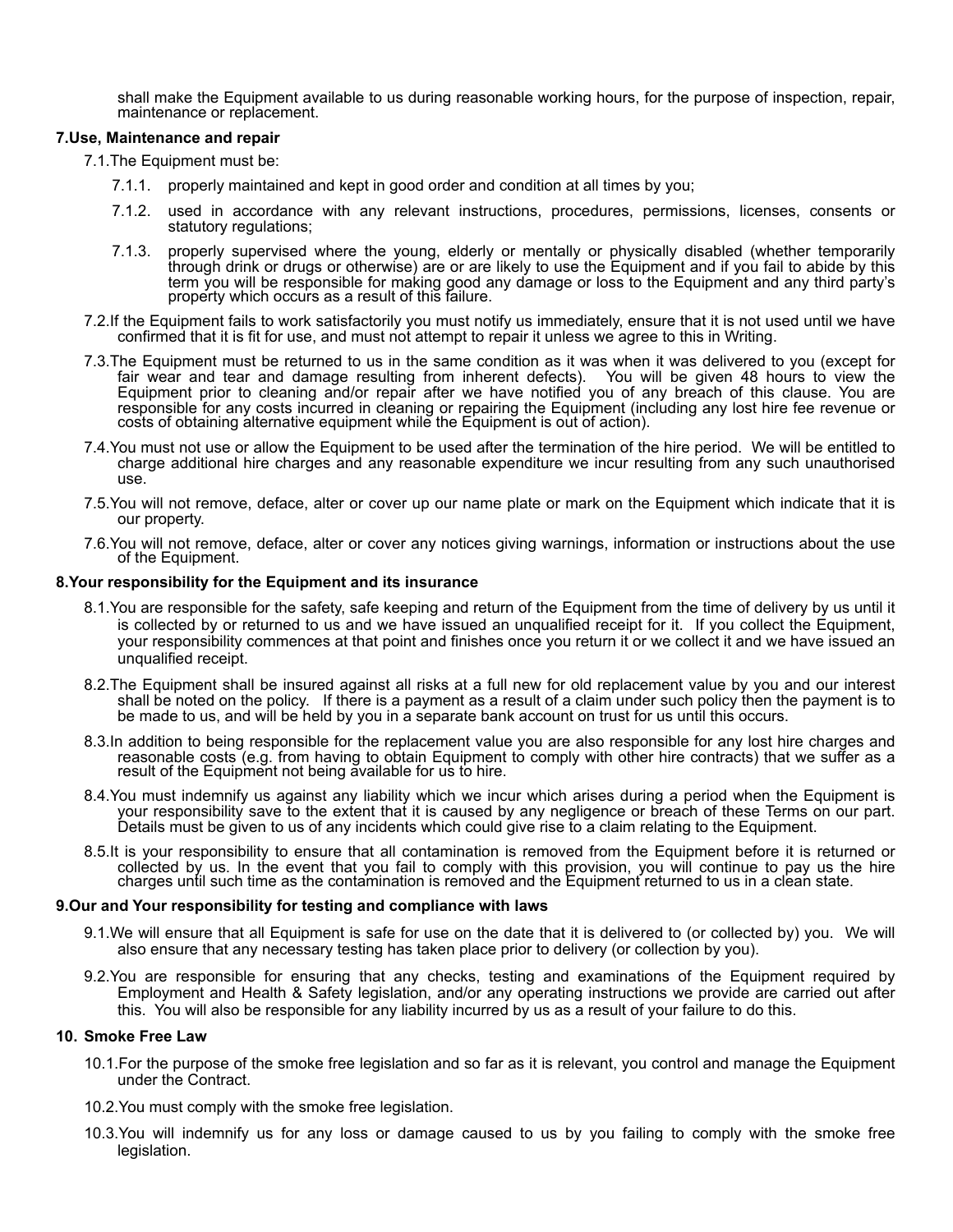shall make the Equipment available to us during reasonable working hours, for the purpose of inspection, repair, maintenance or replacement.

**7.Use, Maintenance and repair**

7.1.The Equipment must be:

7.1.1. properly maintained and kept in good order and condition at all times by you;

7.1.2. used in accordance with any relevant instructions, procedures, permissions, licenses, consents or statutory regulations;

7.1.3. properly supervised where the young, elderly or mentally or physically disabled (whether temporarily through drink or drugs or otherwise) are or are likely to use the Equipment and if you fail to abide by this term you will be responsible for making good any damage or loss to the Equipment and any third party's property which occurs as a result of this failure.

7.2.If the Equipment fails to work satisfactorily you must notify us immediately, ensure that it is not used until we have confirmed that it is fit for use, and must not attempt to repair it unless we agree to this in Writing.

7.3.The Equipment must be returned to us in the same condition as it was when it was delivered to you (except for fair wear and tear and damage resulting from inherent defects). You will be given 48 hours to view the Equipment prior to cleaning and/or repair after we have notified you of any breach of this clause. You are responsible for any costs incurred in cleaning or repairing the Equipment (including any lost hire fee revenue or costs of obtaining alternative equipment while the Equipment is out of action).

7.4.You must not use or allow the Equipment to be used after the termination of the hire period. We will be entitled to charge additional hire charges and any reasonable expenditure we incur resulting from any such unauthorised use.

7.5.You will not remove, deface, alter or cover up our name plate or mark on the Equipment which indicate that it is our property.

7.6.You will not remove, deface, alter or cover any notices giving warnings, information or instructions about the use of the Equipment.

**8.Your responsibility for the Equipment and its insurance**

8.1.You are responsible for the safety, safe keeping and return of the Equipment from the time of delivery by us until it is collected by or returned to us and we have issued an unqualified receipt for it. If you collect the Equipment, your responsibility commences at that point and finishes once you return it or we collect it and we have issued an unqualified receipt.

8.2.The Equipment shall be insured against all risks at a full new for old replacement value by you and our interest shall be noted on the policy. If there is a payment as a result of a claim under such policy then the payment is to be made to us, and will be held by you in a separate bank account on trust for us until this occurs.

8.3.In addition to being responsible for the replacement value you are also responsible for any lost hire charges and reasonable costs (e.g. from having to obtain Equipment to comply with other hire contracts) that we suffer as a result of the Equipment not being available for us to hire.

8.4.You must indemnify us against any liability which we incur which arises during a period when the Equipment is your responsibility save to the extent that it is caused by any negligence or breach of these Terms on our part. Details must be given to us of any incidents which could give rise to a claim relating to the Equipment.

8.5.It is your responsibility to ensure that all contamination is removed from the Equipment before it is returned or collected by us. In the event that you fail to comply with this provision, you will continue to pay us the hire charges until such time as the contamination is removed and the Equipment returned to us in a clean state.

**9.Our and Your responsibility for testing and compliance with laws**

9.1.We will ensure that all Equipment is safe for use on the date that it is delivered to (or collected by) you. We will also ensure that any necessary testing has taken place prior to delivery (or collection by you).

9.2.You are responsible for ensuring that any checks, testing and examinations of the Equipment required by Employment and Health & Safety legislation, and/or any operating instructions we provide are carried out after this. You will also be responsible for any liability incurred by us as a result of your failure to do this.

**10. Smoke Free Law**

10.1.For the purpose of the smoke free legislation and so far as it is relevant, you control and manage the Equipment under the Contract.

10.2.You must comply with the smoke free legislation.

10.3.You will indemnify us for any loss or damage caused to us by you failing to comply with the smoke free legislation.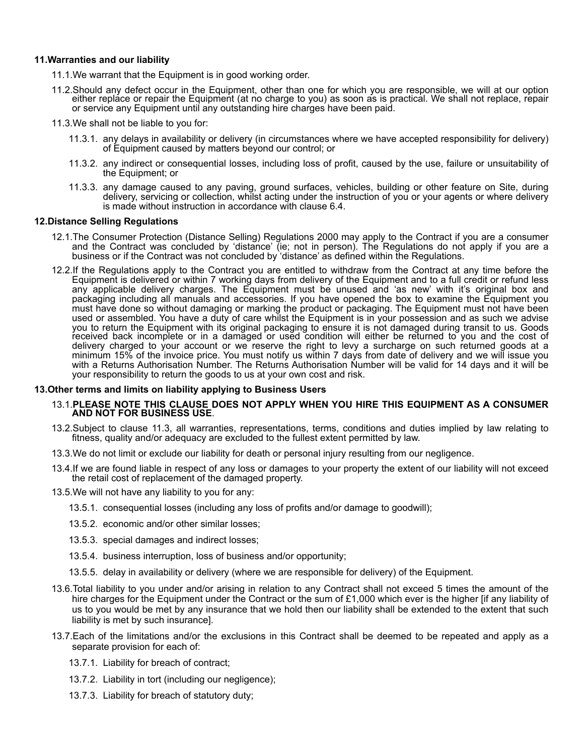**11.Warranties and our liability**

11.1.We warrant that the Equipment is in good working order.

11.2.Should any defect occur in the Equipment, other than one for which you are responsible, we will at our option either replace or repair the Equipment (at no charge to you) as soon as is practical. We shall not replace, repair or service any Equipment until any outstanding hire charges have been paid.

11.3.We shall not be liable to you for:

11.3.1. any delays in availability or delivery (in circumstances where we have accepted responsibility for delivery) of Equipment caused by matters beyond our control; or

11.3.2. any indirect or consequential losses, including loss of profit, caused by the use, failure or unsuitability of the Equipment; or

11.3.3. any damage caused to any paving, ground surfaces, vehicles, building or other feature on Site, during delivery, servicing or collection, whilst acting under the instruction of you or your agents or where delivery is made without instruction in accordance with clause 6.4.

**12.Distance Selling Regulations**

12.1.The Consumer Protection (Distance Selling) Regulations 2000 may apply to the Contract if you are a consumer and the Contract was concluded by 'distance' (ie; not in person). The Regulations do not apply if you are a business or if the Contract was not concluded by 'distance' as defined within the Regulations.

12.2.If the Regulations apply to the Contract you are entitled to withdraw from the Contract at any time before the Equipment is delivered or within 7 working days from delivery of the Equipment and to a full credit or refund less any applicable delivery charges. The Equipment must be unused and 'as new' with it's original box and packaging including all manuals and accessories. If you have opened the box to examine the Equipment you must have done so without damaging or marking the product or packaging. The Equipment must not have been used or assembled. You have a duty of care whilst the Equipment is in your possession and as such we advise you to return the Equipment with its original packaging to ensure it is not damaged during transit to us. Goods received back incomplete or in a damaged or used condition will either be returned to you and the cost of delivery charged to your account or we reserve the right to levy a surcharge on such returned goods at a minimum 15% of the invoice price. You must notify us within 7 days from date of delivery and we will issue you with a Returns Authorisation Number. The Returns Authorisation Number will be valid for 14 days and it will be your responsibility to return the goods to us at your own cost and risk.

**13.Other terms and limits on liability applying to Business Users**

13.1.**PLEASE NOTE THIS CLAUSE DOES NOT APPLY WHEN YOU HIRE THIS EQUIPMENT AS A CONSUMER AND NOT FOR BUSINESS USE**.

13.2.Subject to clause 11.3, all warranties, representations, terms, conditions and duties implied by law relating to fitness, quality and/or adequacy are excluded to the fullest extent permitted by law.

13.3.We do not limit or exclude our liability for death or personal injury resulting from our negligence.

13.4.If we are found liable in respect of any loss or damages to your property the extent of our liability will not exceed the retail cost of replacement of the damaged property.

13.5.We will not have any liability to you for any:

13.5.1. consequential losses (including any loss of profits and/or damage to goodwill);

13.5.2. economic and/or other similar losses;

13.5.3. special damages and indirect losses;

13.5.4. business interruption, loss of business and/or opportunity;

13.5.5. delay in availability or delivery (where we are responsible for delivery) of the Equipment.

13.6.Total liability to you under and/or arising in relation to any Contract shall not exceed 5 times the amount of the hire charges for the Equipment under the Contract or the sum of £1,000 which ever is the higher [if any liability of us to you would be met by any insurance that we hold then our liability shall be extended to the extent that such liability is met by such insurance].

13.7.Each of the limitations and/or the exclusions in this Contract shall be deemed to be repeated and apply as a separate provision for each of:

13.7.1. Liability for breach of contract;

13.7.2. Liability in tort (including our negligence);

13.7.3. Liability for breach of statutory duty;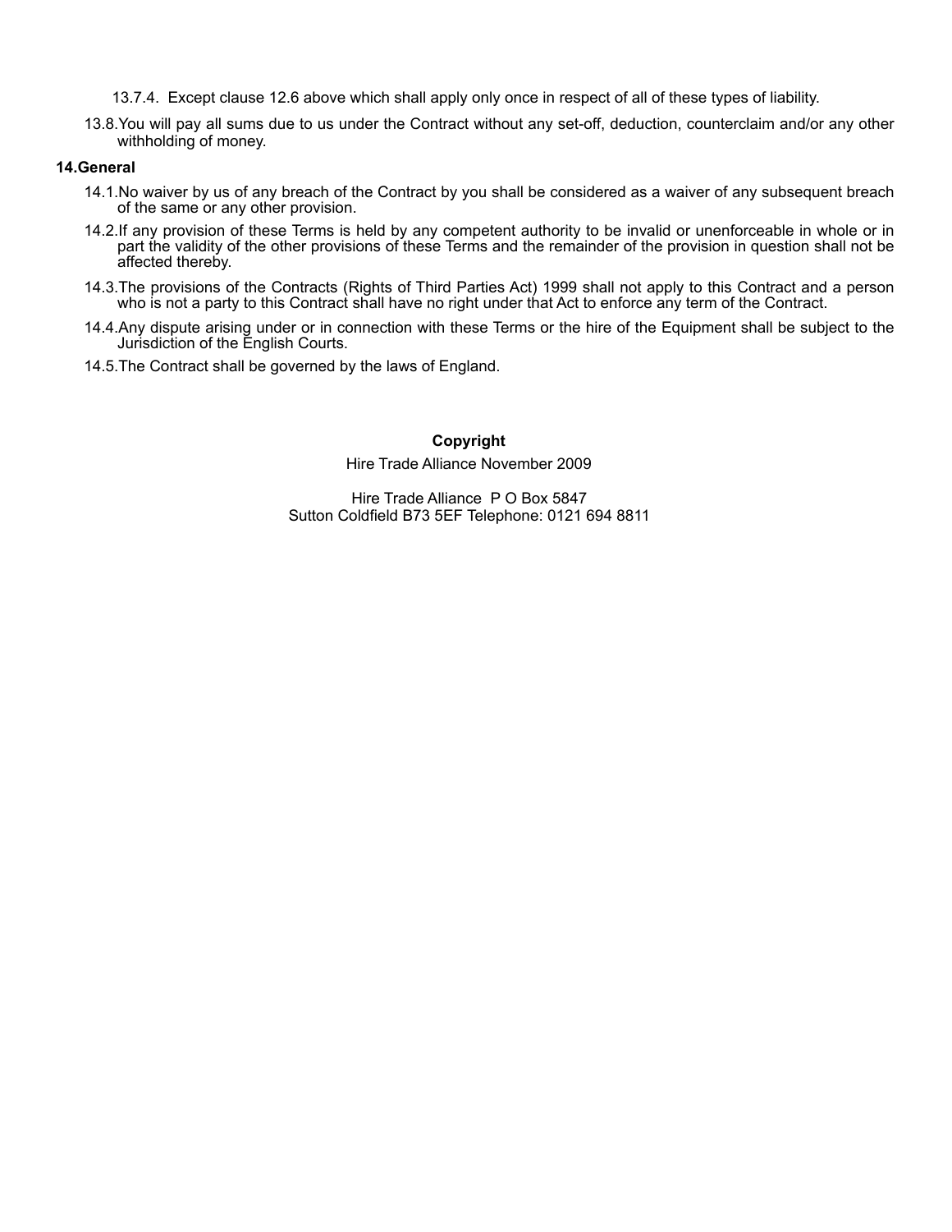13.7.4. Except clause 12.6 above which shall apply only once in respect of all of these types of liability.

13.8. You will pay all sums due to us under the Contract without any set-off, deduction, counterclaim and/or any other withholding of money.

**14. General**

14.1. No waiver by us of any breach of the Contract by you shall be considered as a waiver of any subsequent breach of the same or any other provision.

14.2. If any provision of these Terms is held by any competent authority to be invalid or unenforceable in whole or in part the validity of the other provisions of these Terms and the remainder of the provision in question shall not be affected thereby.

14.3. The provisions of the Contracts (Rights of Third Parties Act) 1999 shall not apply to this Contract and a person who is not a party to this Contract shall have no right under that Act to enforce any term of the Contract.

14.4. Any dispute arising under or in connection with these Terms or the hire of the Equipment shall be subject to the Jurisdiction of the English Courts.

14.5. The Contract shall be governed by the laws of England.

**Copyright**

Hire Trade Alliance November 2009

Hire Trade Alliance P O Box 5847
Sutton Coldfield B73 5EF Telephone: 0121 694 8811